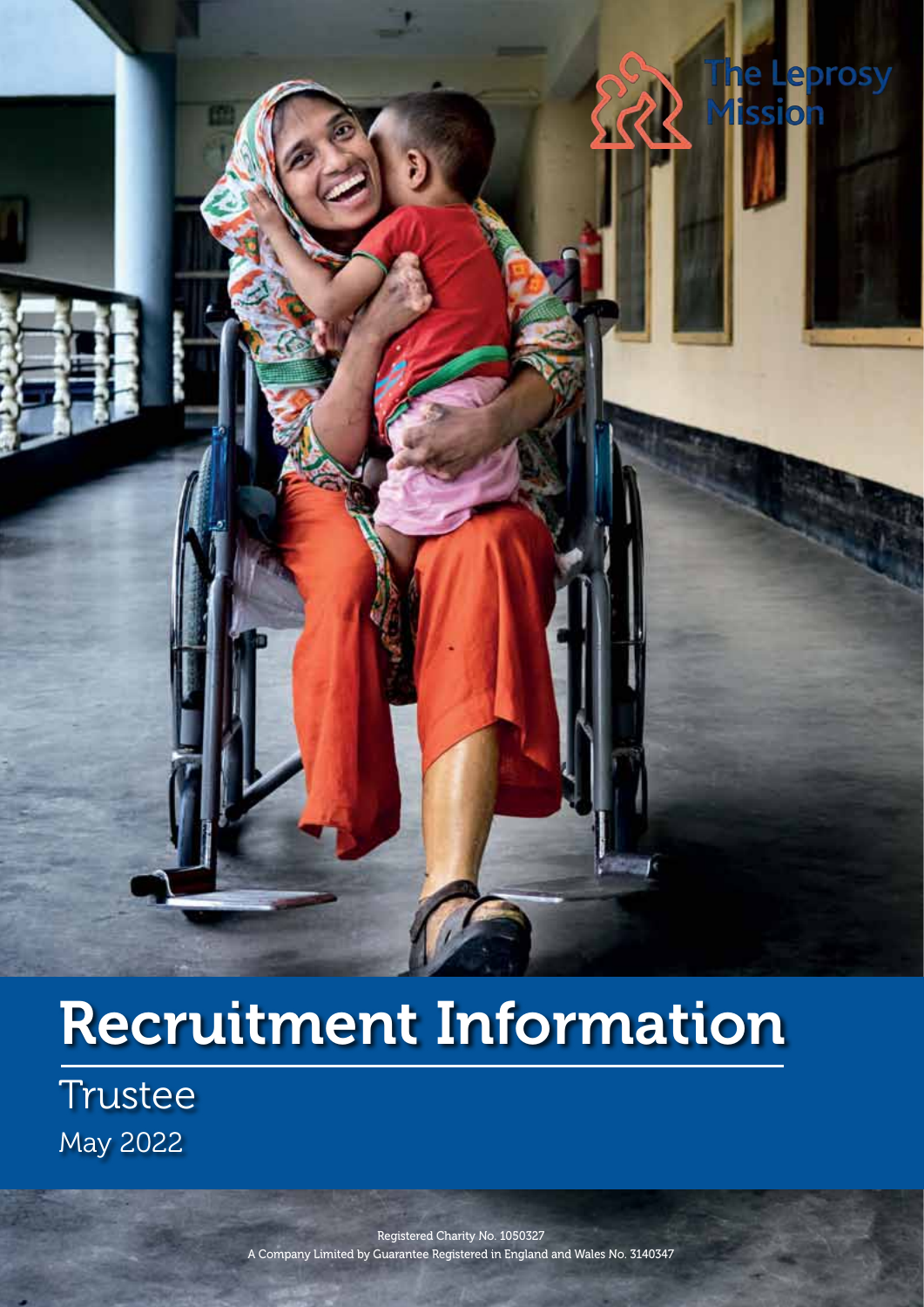The Leprosy Mission

# Recruitment Information

## Trustee

May 2022

Registered Charity No. 1050327
A Company Limited by Guarantee Registered in England and Wales No. 3140347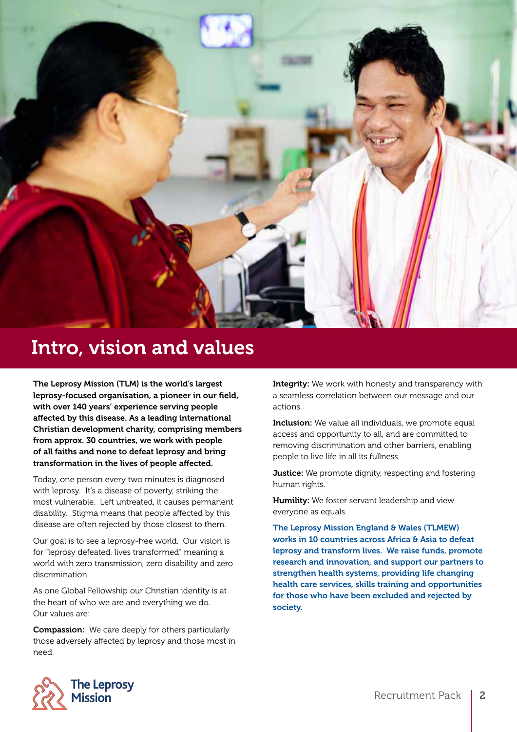# Intro, vision and values

**The Leprosy Mission (TLM) is the world's largest leprosy-focused organisation, a pioneer in our field, with over 140 years' experience serving people affected by this disease. As a leading international Christian development charity, comprising members from approx. 30 countries, we work with people of all faiths and none to defeat leprosy and bring transformation in the lives of people affected.**

Today, one person every two minutes is diagnosed with leprosy. It's a disease of poverty, striking the most vulnerable. Left untreated, it causes permanent disability. Stigma means that people affected by this disease are often rejected by those closest to them.

Our goal is to see a leprosy-free world. Our vision is for "leprosy defeated, lives transformed" meaning a world with zero transmission, zero disability and zero discrimination.

As one Global Fellowship our Christian identity is at the heart of who we are and everything we do. Our values are:

**Compassion:** We care deeply for others particularly those adversely affected by leprosy and those most in need.

**Integrity:** We work with honesty and transparency with a seamless correlation between our message and our actions.

**Inclusion:** We value all individuals, we promote equal access and opportunity to all, and are committed to removing discrimination and other barriers, enabling people to live life in all its fullness.

**Justice:** We promote dignity, respecting and fostering human rights.

**Humility:** We foster servant leadership and view everyone as equals.

**The Leprosy Mission England & Wales (TLMEW) works in 10 countries across Africa & Asia to defeat leprosy and transform lives. We raise funds, promote research and innovation, and support our partners to strengthen health systems, providing life changing health care services, skills training and opportunities for those who have been excluded and rejected by society.**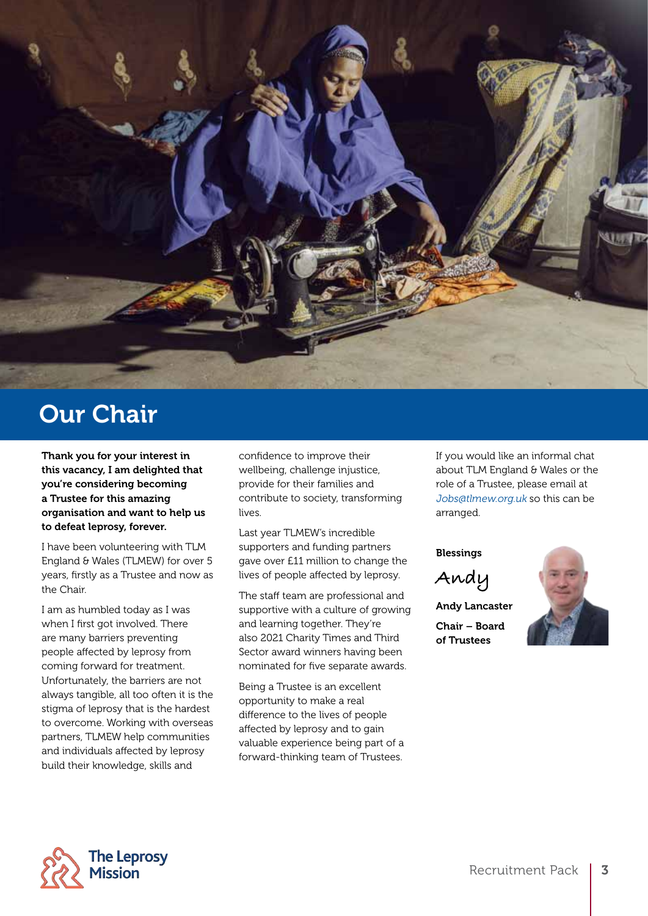# Our Chair

**Thank you for your interest in this vacancy, I am delighted that you're considering becoming a Trustee for this amazing organisation and want to help us to defeat leprosy, forever.**

I have been volunteering with TLM England & Wales (TLMEW) for over 5 years, firstly as a Trustee and now as the Chair.

I am as humbled today as I was when I first got involved. There are many barriers preventing people affected by leprosy from coming forward for treatment. Unfortunately, the barriers are not always tangible, all too often it is the stigma of leprosy that is the hardest to overcome. Working with overseas partners, TLMEW help communities and individuals affected by leprosy build their knowledge, skills and confidence to improve their wellbeing, challenge injustice, provide for their families and contribute to society, transforming lives.

Last year TLMEW's incredible supporters and funding partners gave over £11 million to change the lives of people affected by leprosy.

The staff team are professional and supportive with a culture of growing and learning together. They're also 2021 Charity Times and Third Sector award winners having been nominated for five separate awards.

Being a Trustee is an excellent opportunity to make a real difference to the lives of people affected by leprosy and to gain valuable experience being part of a forward-thinking team of Trustees.

If you would like an informal chat about TLM England & Wales or the role of a Trustee, please email at *Jobs@tlmew.org.uk* so this can be arranged.

**Blessings**

Andy

**Andy Lancaster**

**Chair – Board of Trustees**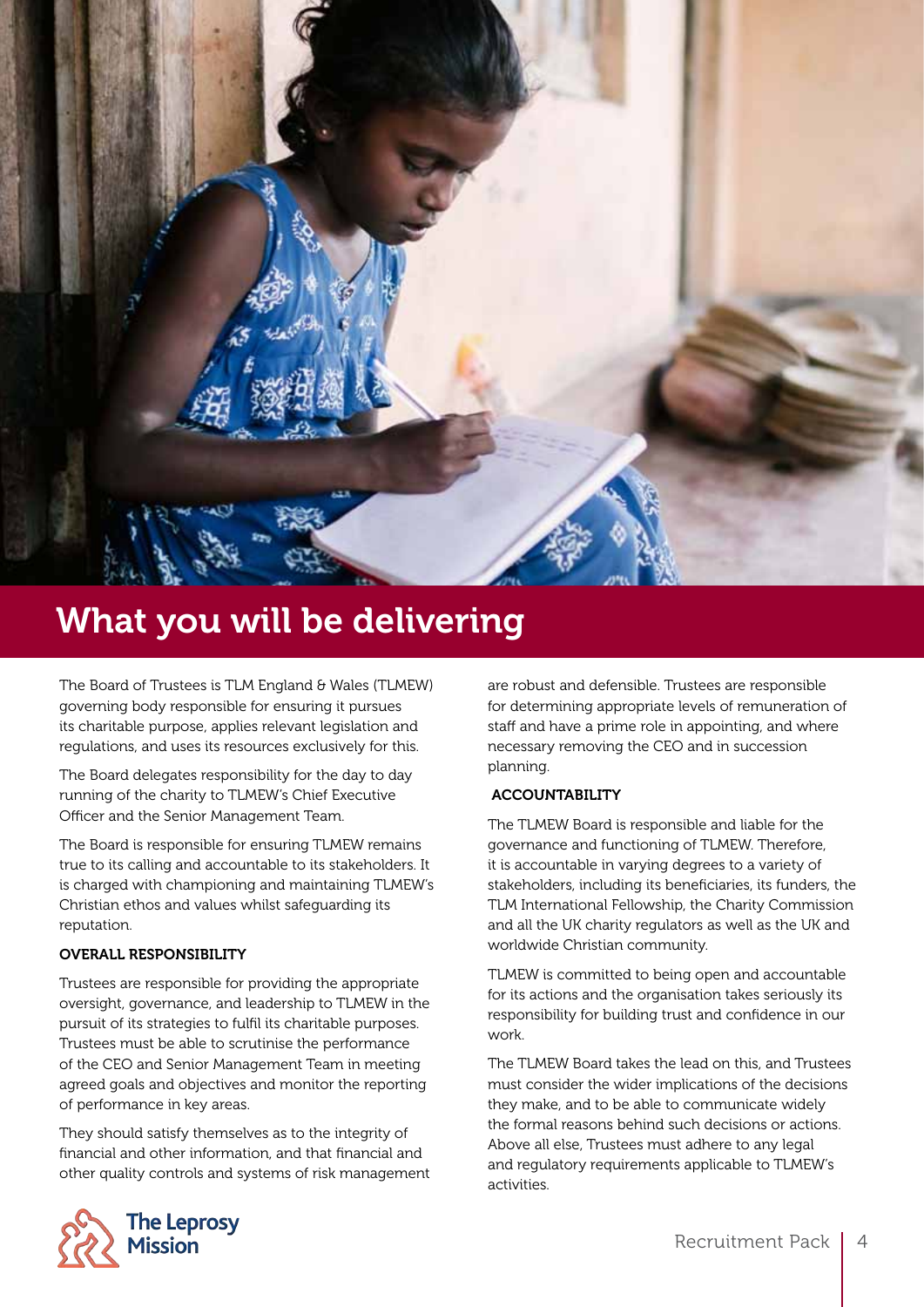# What you will be delivering

The Board of Trustees is TLM England & Wales (TLMEW) governing body responsible for ensuring it pursues its charitable purpose, applies relevant legislation and regulations, and uses its resources exclusively for this.

The Board delegates responsibility for the day to day running of the charity to TLMEW's Chief Executive Officer and the Senior Management Team.

The Board is responsible for ensuring TLMEW remains true to its calling and accountable to its stakeholders. It is charged with championing and maintaining TLMEW's Christian ethos and values whilst safeguarding its reputation.

**OVERALL RESPONSIBILITY**

Trustees are responsible for providing the appropriate oversight, governance, and leadership to TLMEW in the pursuit of its strategies to fulfil its charitable purposes. Trustees must be able to scrutinise the performance of the CEO and Senior Management Team in meeting agreed goals and objectives and monitor the reporting of performance in key areas.

They should satisfy themselves as to the integrity of financial and other information, and that financial and other quality controls and systems of risk management are robust and defensible. Trustees are responsible for determining appropriate levels of remuneration of staff and have a prime role in appointing, and where necessary removing the CEO and in succession planning.

**ACCOUNTABILITY**

The TLMEW Board is responsible and liable for the governance and functioning of TLMEW. Therefore, it is accountable in varying degrees to a variety of stakeholders, including its beneficiaries, its funders, the TLM International Fellowship, the Charity Commission and all the UK charity regulators as well as the UK and worldwide Christian community.

TLMEW is committed to being open and accountable for its actions and the organisation takes seriously its responsibility for building trust and confidence in our work.

The TLMEW Board takes the lead on this, and Trustees must consider the wider implications of the decisions they make, and to be able to communicate widely the formal reasons behind such decisions or actions. Above all else, Trustees must adhere to any legal and regulatory requirements applicable to TLMEW's activities.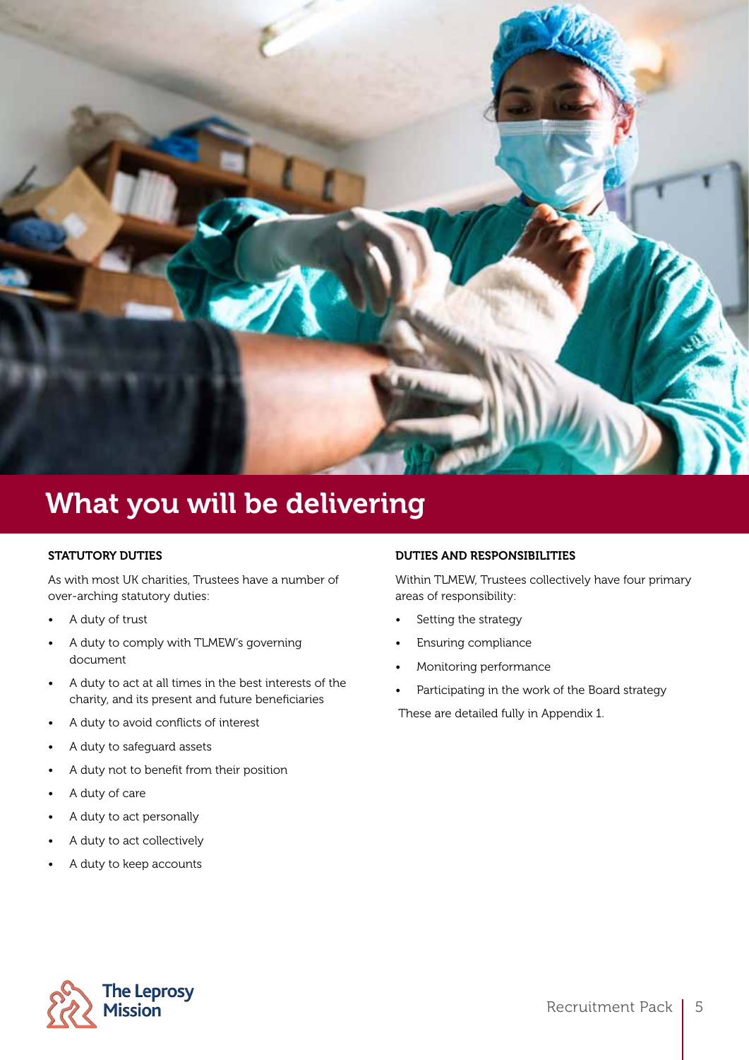# What you will be delivering

### STATUTORY DUTIES

As with most UK charities, Trustees have a number of over-arching statutory duties:

- A duty of trust
- A duty to comply with TLMEW's governing document
- A duty to act at all times in the best interests of the charity, and its present and future beneficiaries
- A duty to avoid conflicts of interest
- A duty to safeguard assets
- A duty not to benefit from their position
- A duty of care
- A duty to act personally
- A duty to act collectively
- A duty to keep accounts

### DUTIES AND RESPONSIBILITIES

Within TLMEW, Trustees collectively have four primary areas of responsibility:

- Setting the strategy
- Ensuring compliance
- Monitoring performance
- Participating in the work of the Board strategy

These are detailed fully in Appendix 1.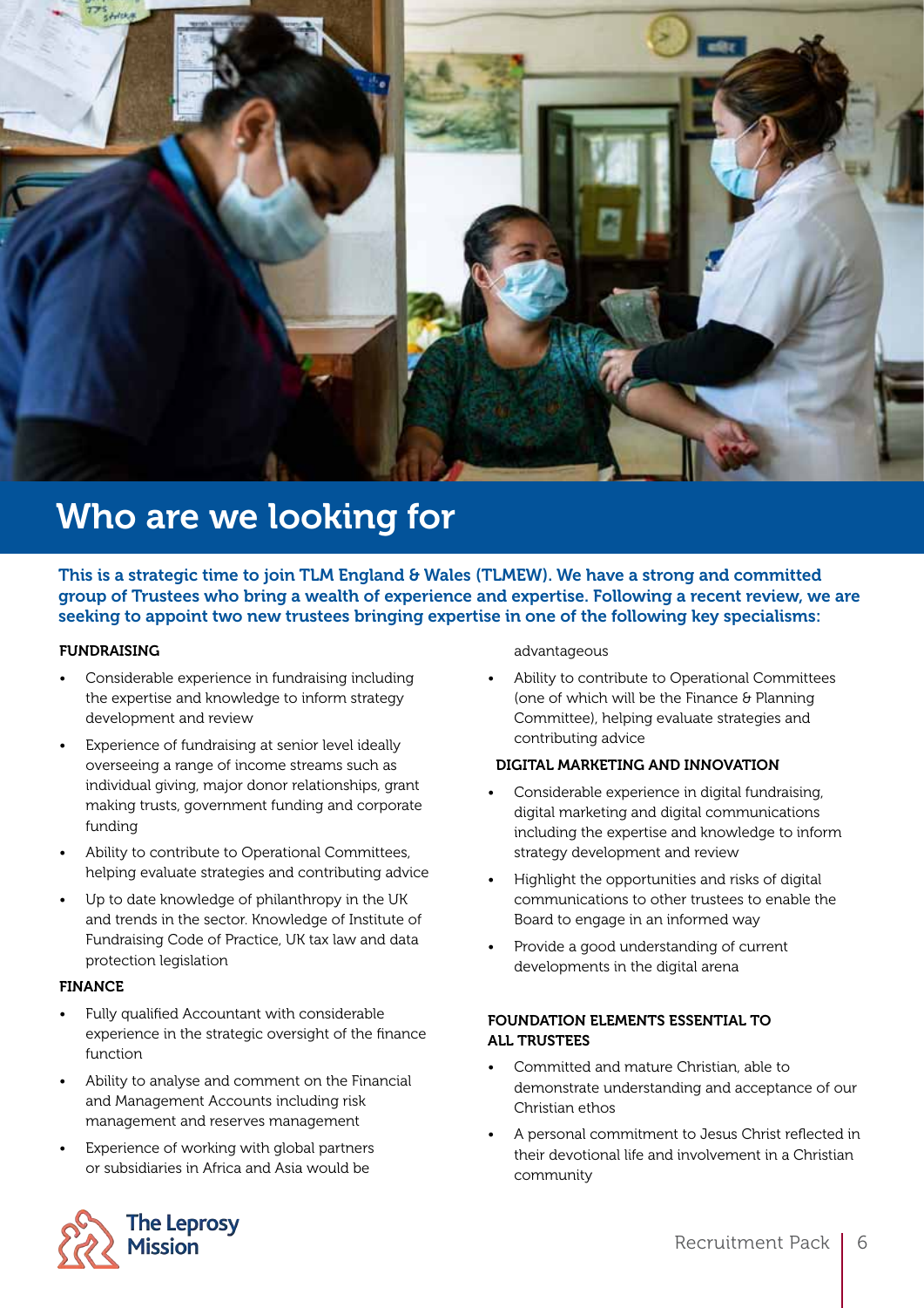# Who are we looking for

**This is a strategic time to join TLM England & Wales (TLMEW). We have a strong and committed group of Trustees who bring a wealth of experience and expertise. Following a recent review, we are seeking to appoint two new trustees bringing expertise in one of the following key specialisms:**

### FUNDRAISING

- Considerable experience in fundraising including the expertise and knowledge to inform strategy development and review
- Experience of fundraising at senior level ideally overseeing a range of income streams such as individual giving, major donor relationships, grant making trusts, government funding and corporate funding
- Ability to contribute to Operational Committees, helping evaluate strategies and contributing advice
- Up to date knowledge of philanthropy in the UK and trends in the sector. Knowledge of Institute of Fundraising Code of Practice, UK tax law and data protection legislation

### FINANCE

- Fully qualified Accountant with considerable experience in the strategic oversight of the finance function
- Ability to analyse and comment on the Financial and Management Accounts including risk management and reserves management
- Experience of working with global partners or subsidiaries in Africa and Asia would be advantageous
- Ability to contribute to Operational Committees (one of which will be the Finance & Planning Committee), helping evaluate strategies and contributing advice

### DIGITAL MARKETING AND INNOVATION

- Considerable experience in digital fundraising, digital marketing and digital communications including the expertise and knowledge to inform strategy development and review
- Highlight the opportunities and risks of digital communications to other trustees to enable the Board to engage in an informed way
- Provide a good understanding of current developments in the digital arena

### FOUNDATION ELEMENTS ESSENTIAL TO ALL TRUSTEES

- Committed and mature Christian, able to demonstrate understanding and acceptance of our Christian ethos
- A personal commitment to Jesus Christ reflected in their devotional life and involvement in a Christian community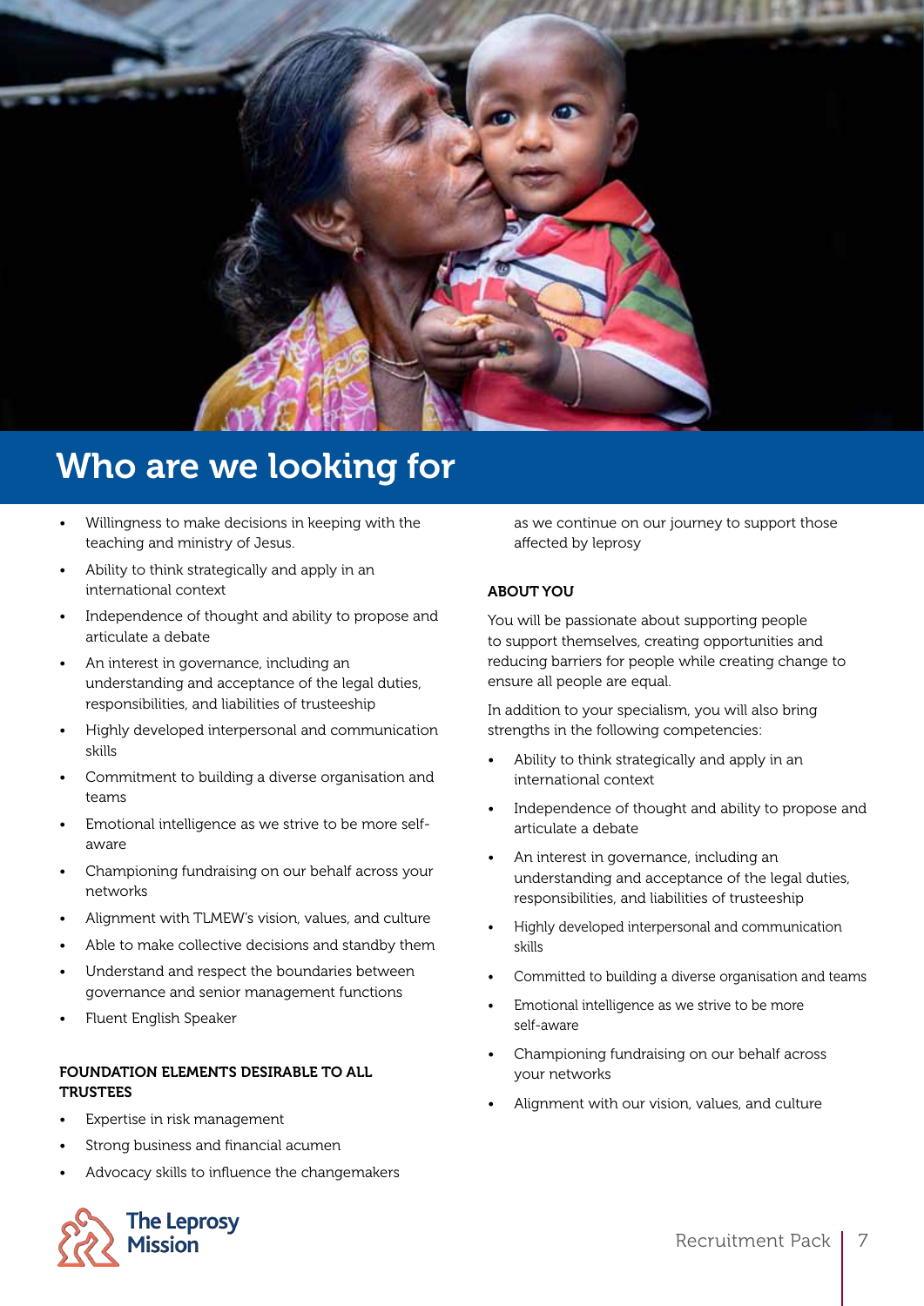# Who are we looking for

- Willingness to make decisions in keeping with the teaching and ministry of Jesus.
- Ability to think strategically and apply in an international context
- Independence of thought and ability to propose and articulate a debate
- An interest in governance, including an understanding and acceptance of the legal duties, responsibilities, and liabilities of trusteeship
- Highly developed interpersonal and communication skills
- Commitment to building a diverse organisation and teams
- Emotional intelligence as we strive to be more self-aware
- Championing fundraising on our behalf across your networks
- Alignment with TLMEW's vision, values, and culture
- Able to make collective decisions and standby them
- Understand and respect the boundaries between governance and senior management functions
- Fluent English Speaker

**FOUNDATION ELEMENTS DESIRABLE TO ALL TRUSTEES**

- Expertise in risk management
- Strong business and financial acumen
- Advocacy skills to influence the changemakers as we continue on our journey to support those affected by leprosy

**ABOUT YOU**

You will be passionate about supporting people to support themselves, creating opportunities and reducing barriers for people while creating change to ensure all people are equal.

In addition to your specialism, you will also bring strengths in the following competencies:

- Ability to think strategically and apply in an international context
- Independence of thought and ability to propose and articulate a debate
- An interest in governance, including an understanding and acceptance of the legal duties, responsibilities, and liabilities of trusteeship
- Highly developed interpersonal and communication skills
- Committed to building a diverse organisation and teams
- Emotional intelligence as we strive to be more self-aware
- Championing fundraising on our behalf across your networks
- Alignment with our vision, values, and culture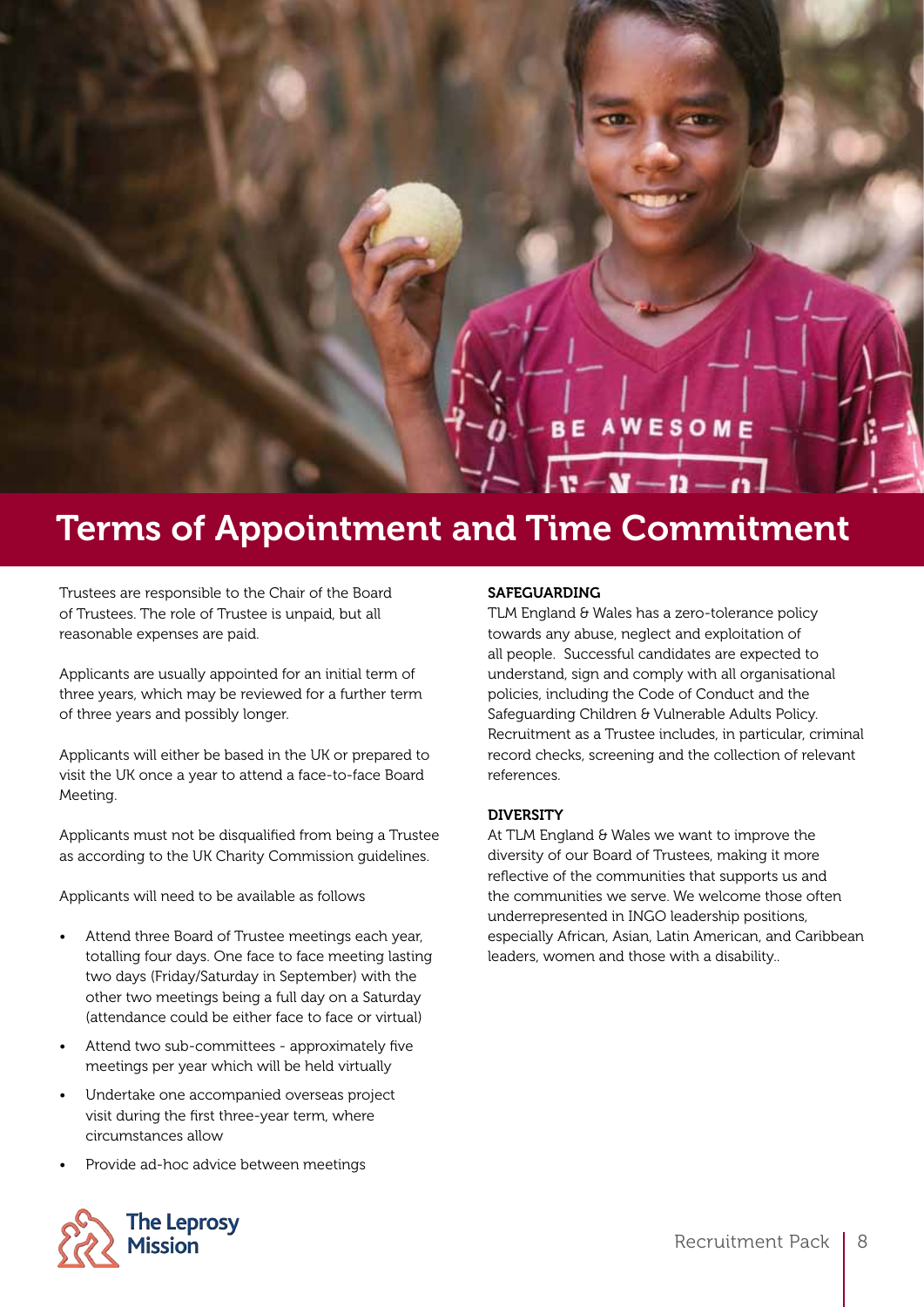# Terms of Appointment and Time Commitment

Trustees are responsible to the Chair of the Board of Trustees. The role of Trustee is unpaid, but all reasonable expenses are paid.

Applicants are usually appointed for an initial term of three years, which may be reviewed for a further term of three years and possibly longer.

Applicants will either be based in the UK or prepared to visit the UK once a year to attend a face-to-face Board Meeting.

Applicants must not be disqualified from being a Trustee as according to the UK Charity Commission guidelines.

Applicants will need to be available as follows

- Attend three Board of Trustee meetings each year, totalling four days. One face to face meeting lasting two days (Friday/Saturday in September) with the other two meetings being a full day on a Saturday (attendance could be either face to face or virtual)
- Attend two sub-committees - approximately five meetings per year which will be held virtually
- Undertake one accompanied overseas project visit during the first three-year term, where circumstances allow
- Provide ad-hoc advice between meetings

**SAFEGUARDING**

TLM England & Wales has a zero-tolerance policy towards any abuse, neglect and exploitation of all people. Successful candidates are expected to understand, sign and comply with all organisational policies, including the Code of Conduct and the Safeguarding Children & Vulnerable Adults Policy. Recruitment as a Trustee includes, in particular, criminal record checks, screening and the collection of relevant references.

**DIVERSITY**

At TLM England & Wales we want to improve the diversity of our Board of Trustees, making it more reflective of the communities that supports us and the communities we serve. We welcome those often underrepresented in INGO leadership positions, especially African, Asian, Latin American, and Caribbean leaders, women and those with a disability..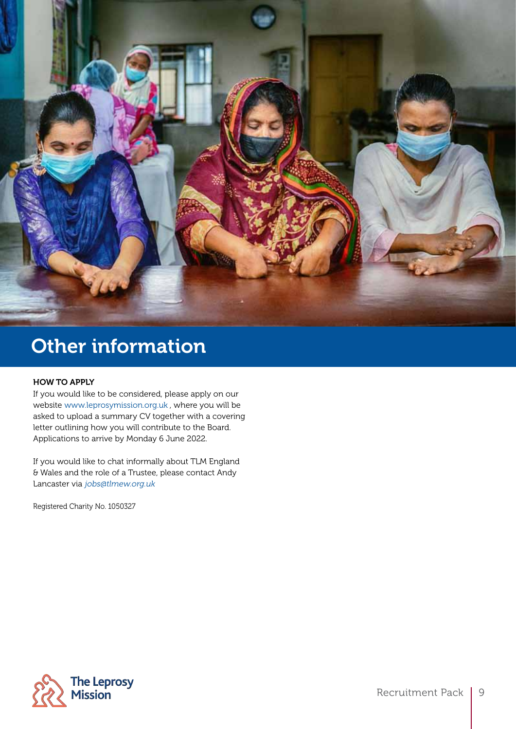# Other information

**HOW TO APPLY**

If you would like to be considered, please apply on our website www.leprosymission.org.uk , where you will be asked to upload a summary CV together with a covering letter outlining how you will contribute to the Board. Applications to arrive by Monday 6 June 2022.

If you would like to chat informally about TLM England & Wales and the role of a Trustee, please contact Andy Lancaster via *jobs@tlmew.org.uk*

Registered Charity No. 1050327

The Leprosy Mission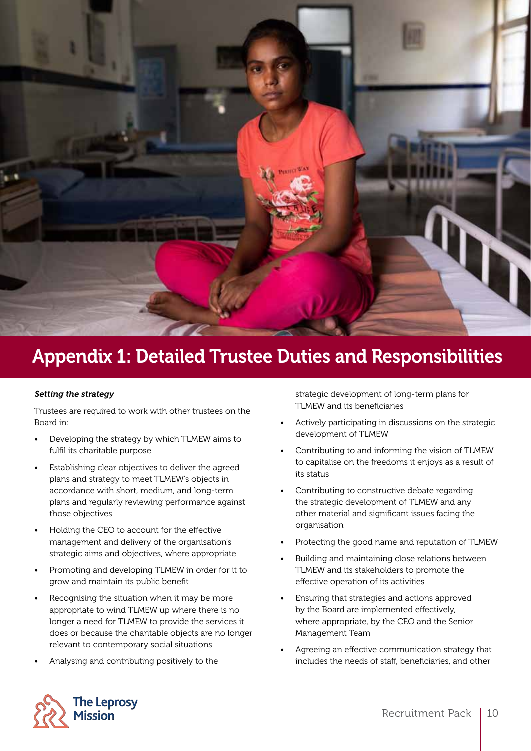# Appendix 1: Detailed Trustee Duties and Responsibilities

***Setting the strategy***

Trustees are required to work with other trustees on the Board in:

- Developing the strategy by which TLMEW aims to fulfil its charitable purpose
- Establishing clear objectives to deliver the agreed plans and strategy to meet TLMEW's objects in accordance with short, medium, and long-term plans and regularly reviewing performance against those objectives
- Holding the CEO to account for the effective management and delivery of the organisation's strategic aims and objectives, where appropriate
- Promoting and developing TLMEW in order for it to grow and maintain its public benefit
- Recognising the situation when it may be more appropriate to wind TLMEW up where there is no longer a need for TLMEW to provide the services it does or because the charitable objects are no longer relevant to contemporary social situations
- Analysing and contributing positively to the strategic development of long-term plans for TLMEW and its beneficiaries
- Actively participating in discussions on the strategic development of TLMEW
- Contributing to and informing the vision of TLMEW to capitalise on the freedoms it enjoys as a result of its status
- Contributing to constructive debate regarding the strategic development of TLMEW and any other material and significant issues facing the organisation
- Protecting the good name and reputation of TLMEW
- Building and maintaining close relations between TLMEW and its stakeholders to promote the effective operation of its activities
- Ensuring that strategies and actions approved by the Board are implemented effectively, where appropriate, by the CEO and the Senior Management Team
- Agreeing an effective communication strategy that includes the needs of staff, beneficiaries, and other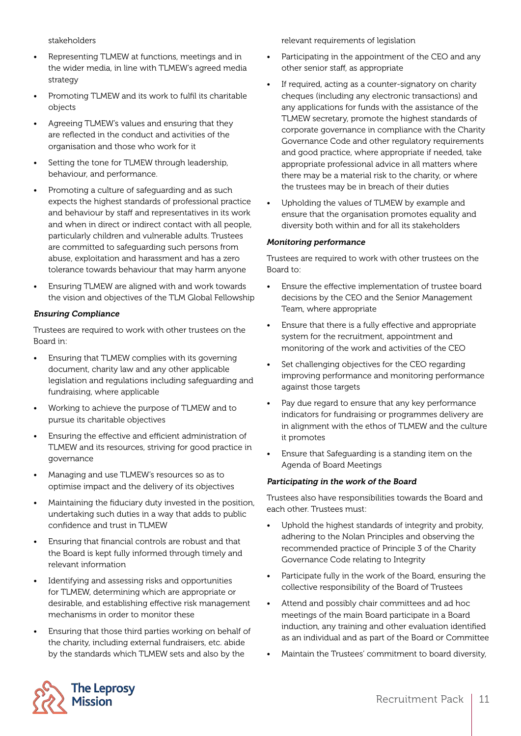stakeholders

- Representing TLMEW at functions, meetings and in the wider media, in line with TLMEW's agreed media strategy
- Promoting TLMEW and its work to fulfil its charitable objects
- Agreeing TLMEW's values and ensuring that they are reflected in the conduct and activities of the organisation and those who work for it
- Setting the tone for TLMEW through leadership, behaviour, and performance.
- Promoting a culture of safeguarding and as such expects the highest standards of professional practice and behaviour by staff and representatives in its work and when in direct or indirect contact with all people, particularly children and vulnerable adults. Trustees are committed to safeguarding such persons from abuse, exploitation and harassment and has a zero tolerance towards behaviour that may harm anyone
- Ensuring TLMEW are aligned with and work towards the vision and objectives of the TLM Global Fellowship

***Ensuring Compliance***

Trustees are required to work with other trustees on the Board in:

- Ensuring that TLMEW complies with its governing document, charity law and any other applicable legislation and regulations including safeguarding and fundraising, where applicable
- Working to achieve the purpose of TLMEW and to pursue its charitable objectives
- Ensuring the effective and efficient administration of TLMEW and its resources, striving for good practice in governance
- Managing and use TLMEW's resources so as to optimise impact and the delivery of its objectives
- Maintaining the fiduciary duty invested in the position, undertaking such duties in a way that adds to public confidence and trust in TLMEW
- Ensuring that financial controls are robust and that the Board is kept fully informed through timely and relevant information
- Identifying and assessing risks and opportunities for TLMEW, determining which are appropriate or desirable, and establishing effective risk management mechanisms in order to monitor these
- Ensuring that those third parties working on behalf of the charity, including external fundraisers, etc. abide by the standards which TLMEW sets and also by the relevant requirements of legislation
- Participating in the appointment of the CEO and any other senior staff, as appropriate
- If required, acting as a counter-signatory on charity cheques (including any electronic transactions) and any applications for funds with the assistance of the TLMEW secretary, promote the highest standards of corporate governance in compliance with the Charity Governance Code and other regulatory requirements and good practice, where appropriate if needed, take appropriate professional advice in all matters where there may be a material risk to the charity, or where the trustees may be in breach of their duties
- Upholding the values of TLMEW by example and ensure that the organisation promotes equality and diversity both within and for all its stakeholders

***Monitoring performance***

Trustees are required to work with other trustees on the Board to:

- Ensure the effective implementation of trustee board decisions by the CEO and the Senior Management Team, where appropriate
- Ensure that there is a fully effective and appropriate system for the recruitment, appointment and monitoring of the work and activities of the CEO
- Set challenging objectives for the CEO regarding improving performance and monitoring performance against those targets
- Pay due regard to ensure that any key performance indicators for fundraising or programmes delivery are in alignment with the ethos of TLMEW and the culture it promotes
- Ensure that Safeguarding is a standing item on the Agenda of Board Meetings

***Participating in the work of the Board***

Trustees also have responsibilities towards the Board and each other. Trustees must:

- Uphold the highest standards of integrity and probity, adhering to the Nolan Principles and observing the recommended practice of Principle 3 of the Charity Governance Code relating to Integrity
- Participate fully in the work of the Board, ensuring the collective responsibility of the Board of Trustees
- Attend and possibly chair committees and ad hoc meetings of the main Board participate in a Board induction, any training and other evaluation identified as an individual and as part of the Board or Committee
- Maintain the Trustees' commitment to board diversity,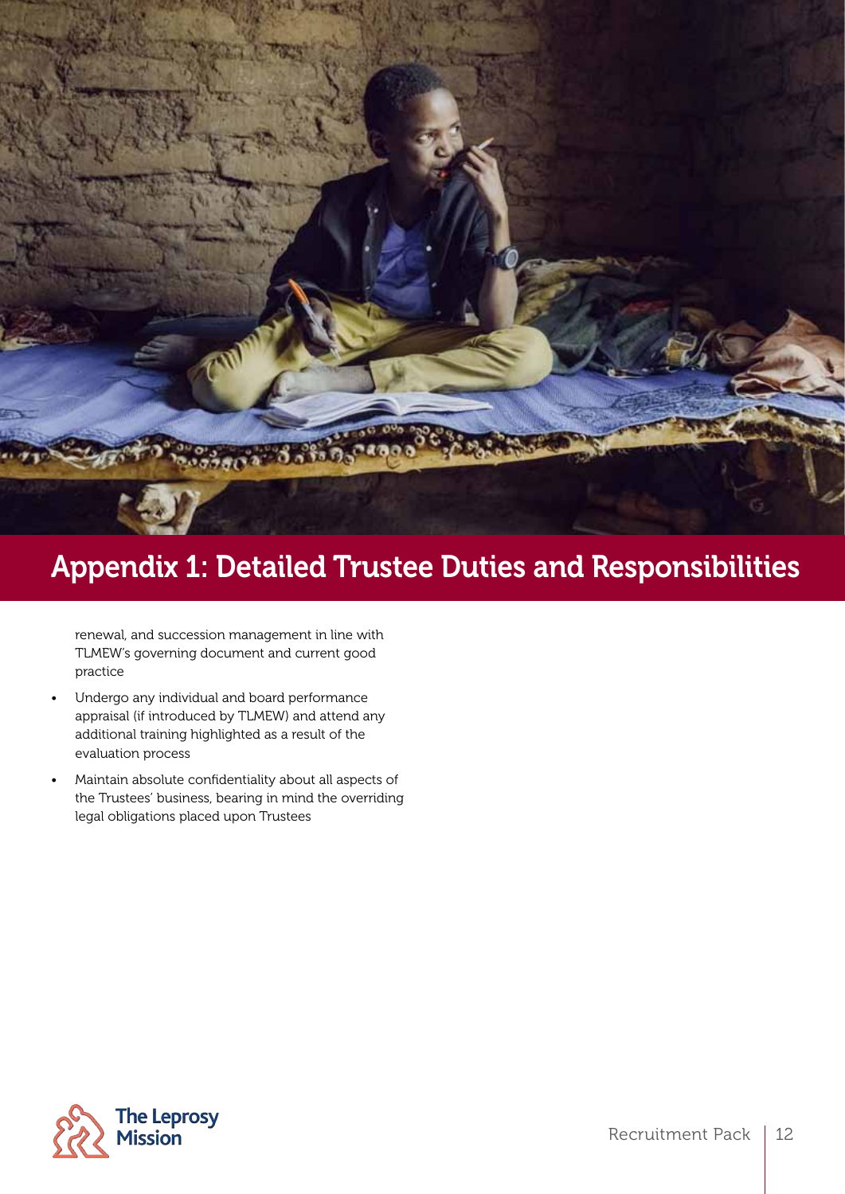## Appendix 1: Detailed Trustee Duties and Responsibilities

renewal, and succession management in line with TLMEW's governing document and current good practice

- Undergo any individual and board performance appraisal (if introduced by TLMEW) and attend any additional training highlighted as a result of the evaluation process
- Maintain absolute confidentiality about all aspects of the Trustees' business, bearing in mind the overriding legal obligations placed upon Trustees